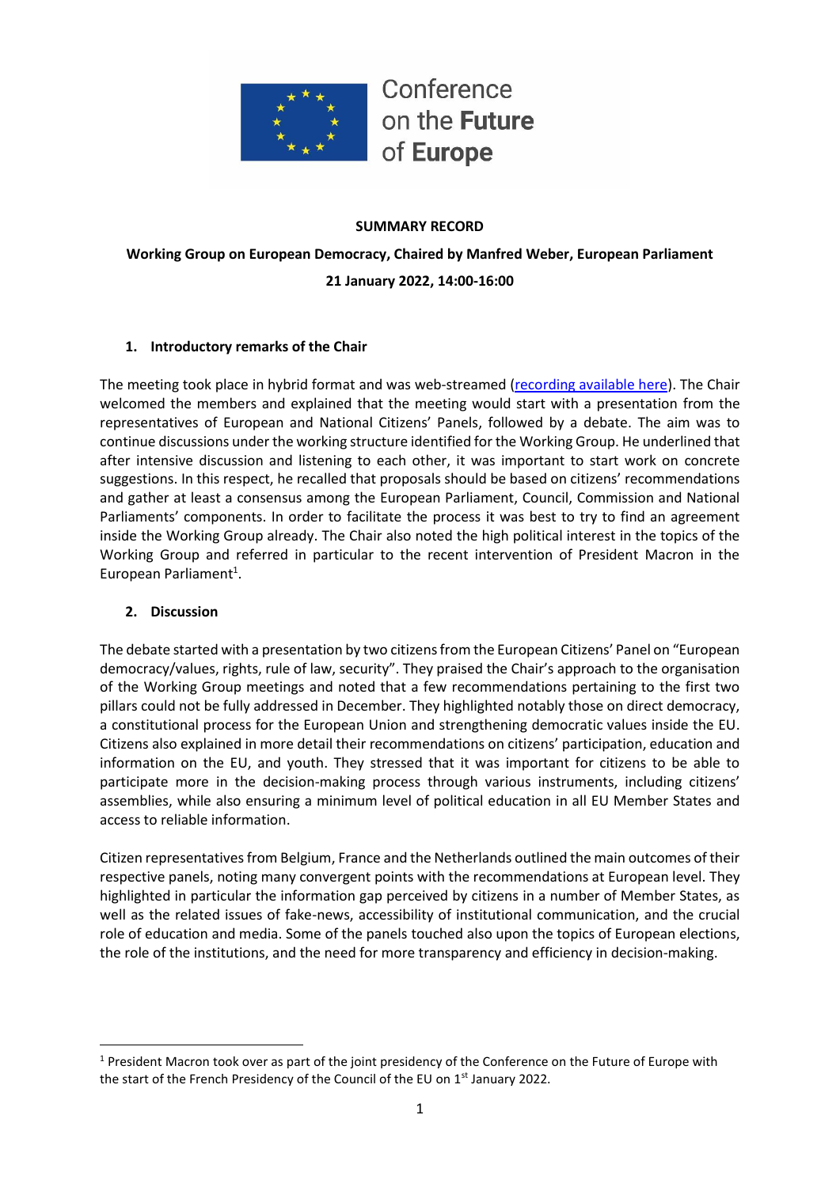Conference on the Future of Europe

**SUMMARY RECORD**

**Working Group on European Democracy, Chaired by Manfred Weber, European Parliament**

**21 January 2022, 14:00-16:00**

## 1. Introductory remarks of the Chair

The meeting took place in hybrid format and was web-streamed (recording available here). The Chair welcomed the members and explained that the meeting would start with a presentation from the representatives of European and National Citizens' Panels, followed by a debate. The aim was to continue discussions under the working structure identified for the Working Group. He underlined that after intensive discussion and listening to each other, it was important to start work on concrete suggestions. In this respect, he recalled that proposals should be based on citizens' recommendations and gather at least a consensus among the European Parliament, Council, Commission and National Parliaments' components. In order to facilitate the process it was best to try to find an agreement inside the Working Group already. The Chair also noted the high political interest in the topics of the Working Group and referred in particular to the recent intervention of President Macron in the European Parliament[1].

## 2. Discussion

The debate started with a presentation by two citizens from the European Citizens' Panel on "European democracy/values, rights, rule of law, security". They praised the Chair's approach to the organisation of the Working Group meetings and noted that a few recommendations pertaining to the first two pillars could not be fully addressed in December. They highlighted notably those on direct democracy, a constitutional process for the European Union and strengthening democratic values inside the EU. Citizens also explained in more detail their recommendations on citizens' participation, education and information on the EU, and youth. They stressed that it was important for citizens to be able to participate more in the decision-making process through various instruments, including citizens' assemblies, while also ensuring a minimum level of political education in all EU Member States and access to reliable information.

Citizen representatives from Belgium, France and the Netherlands outlined the main outcomes of their respective panels, noting many convergent points with the recommendations at European level. They highlighted in particular the information gap perceived by citizens in a number of Member States, as well as the related issues of fake-news, accessibility of institutional communication, and the crucial role of education and media. Some of the panels touched also upon the topics of European elections, the role of the institutions, and the need for more transparency and efficiency in decision-making.

---

[1] President Macron took over as part of the joint presidency of the Conference on the Future of Europe with the start of the French Presidency of the Council of the EU on 1st January 2022.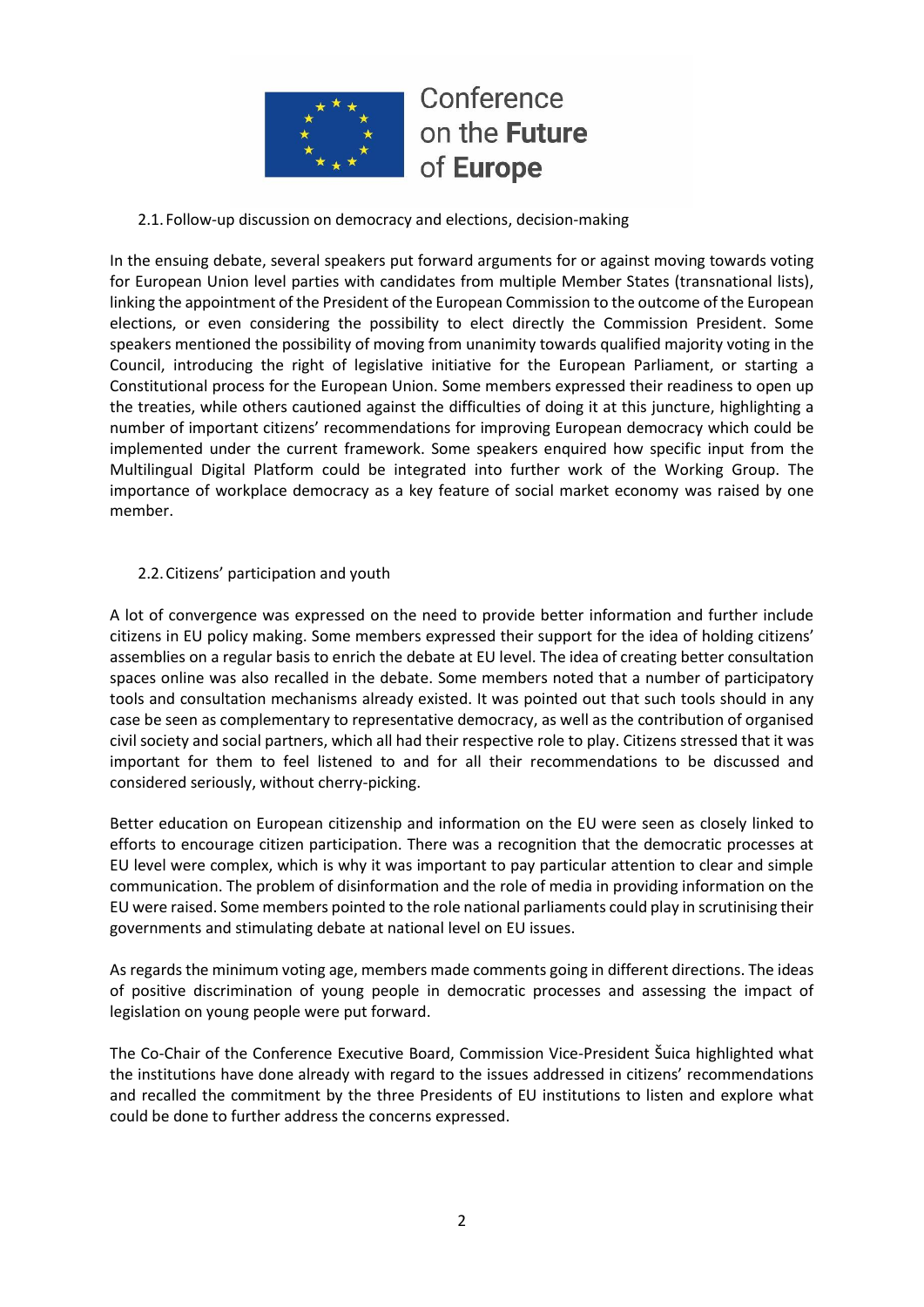### 2.1. Follow-up discussion on democracy and elections, decision-making

In the ensuing debate, several speakers put forward arguments for or against moving towards voting for European Union level parties with candidates from multiple Member States (transnational lists), linking the appointment of the President of the European Commission to the outcome of the European elections, or even considering the possibility to elect directly the Commission President. Some speakers mentioned the possibility of moving from unanimity towards qualified majority voting in the Council, introducing the right of legislative initiative for the European Parliament, or starting a Constitutional process for the European Union. Some members expressed their readiness to open up the treaties, while others cautioned against the difficulties of doing it at this juncture, highlighting a number of important citizens' recommendations for improving European democracy which could be implemented under the current framework. Some speakers enquired how specific input from the Multilingual Digital Platform could be integrated into further work of the Working Group. The importance of workplace democracy as a key feature of social market economy was raised by one member.

### 2.2. Citizens' participation and youth

A lot of convergence was expressed on the need to provide better information and further include citizens in EU policy making. Some members expressed their support for the idea of holding citizens' assemblies on a regular basis to enrich the debate at EU level. The idea of creating better consultation spaces online was also recalled in the debate. Some members noted that a number of participatory tools and consultation mechanisms already existed. It was pointed out that such tools should in any case be seen as complementary to representative democracy, as well as the contribution of organised civil society and social partners, which all had their respective role to play. Citizens stressed that it was important for them to feel listened to and for all their recommendations to be discussed and considered seriously, without cherry-picking.

Better education on European citizenship and information on the EU were seen as closely linked to efforts to encourage citizen participation. There was a recognition that the democratic processes at EU level were complex, which is why it was important to pay particular attention to clear and simple communication. The problem of disinformation and the role of media in providing information on the EU were raised. Some members pointed to the role national parliaments could play in scrutinising their governments and stimulating debate at national level on EU issues.

As regards the minimum voting age, members made comments going in different directions. The ideas of positive discrimination of young people in democratic processes and assessing the impact of legislation on young people were put forward.

The Co-Chair of the Conference Executive Board, Commission Vice-President Šuica highlighted what the institutions have done already with regard to the issues addressed in citizens' recommendations and recalled the commitment by the three Presidents of EU institutions to listen and explore what could be done to further address the concerns expressed.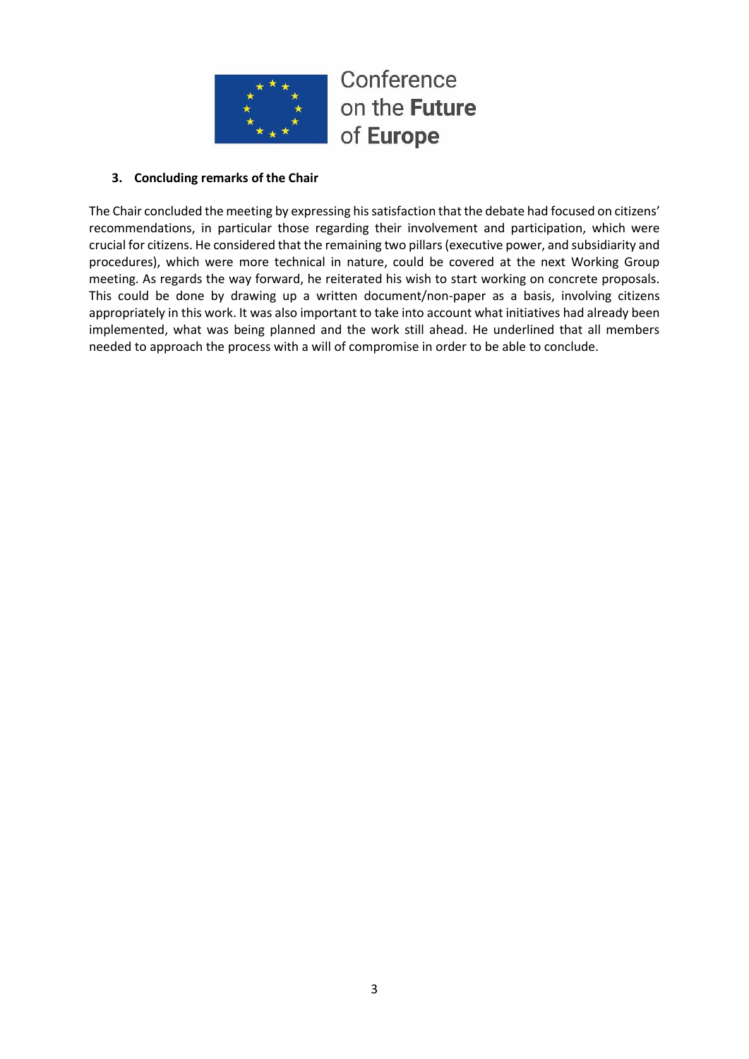### 3. Concluding remarks of the Chair

The Chair concluded the meeting by expressing his satisfaction that the debate had focused on citizens' recommendations, in particular those regarding their involvement and participation, which were crucial for citizens. He considered that the remaining two pillars (executive power, and subsidiarity and procedures), which were more technical in nature, could be covered at the next Working Group meeting. As regards the way forward, he reiterated his wish to start working on concrete proposals. This could be done by drawing up a written document/non-paper as a basis, involving citizens appropriately in this work. It was also important to take into account what initiatives had already been implemented, what was being planned and the work still ahead. He underlined that all members needed to approach the process with a will of compromise in order to be able to conclude.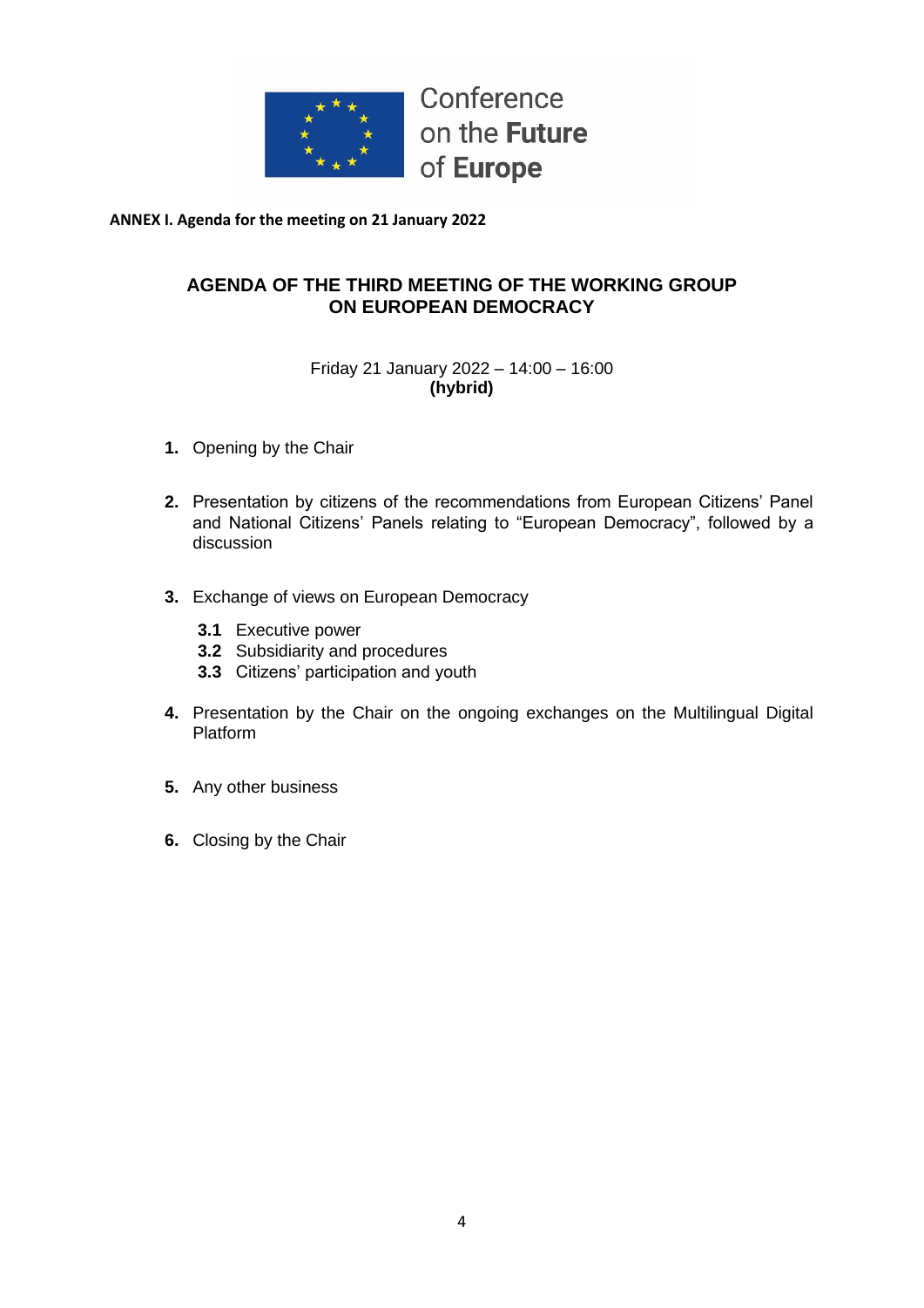Conference
on the **Future**
of **Europe**

**ANNEX I. Agenda for the meeting on 21 January 2022**

## AGENDA OF THE THIRD MEETING OF THE WORKING GROUP ON EUROPEAN DEMOCRACY

Friday 21 January 2022 – 14:00 – 16:00
**(hybrid)**

1. Opening by the Chair

2. Presentation by citizens of the recommendations from European Citizens' Panel and National Citizens' Panels relating to "European Democracy", followed by a discussion

3. Exchange of views on European Democracy

   **3.1** Executive power
   **3.2** Subsidiarity and procedures
   **3.3** Citizens' participation and youth

4. Presentation by the Chair on the ongoing exchanges on the Multilingual Digital Platform

5. Any other business

6. Closing by the Chair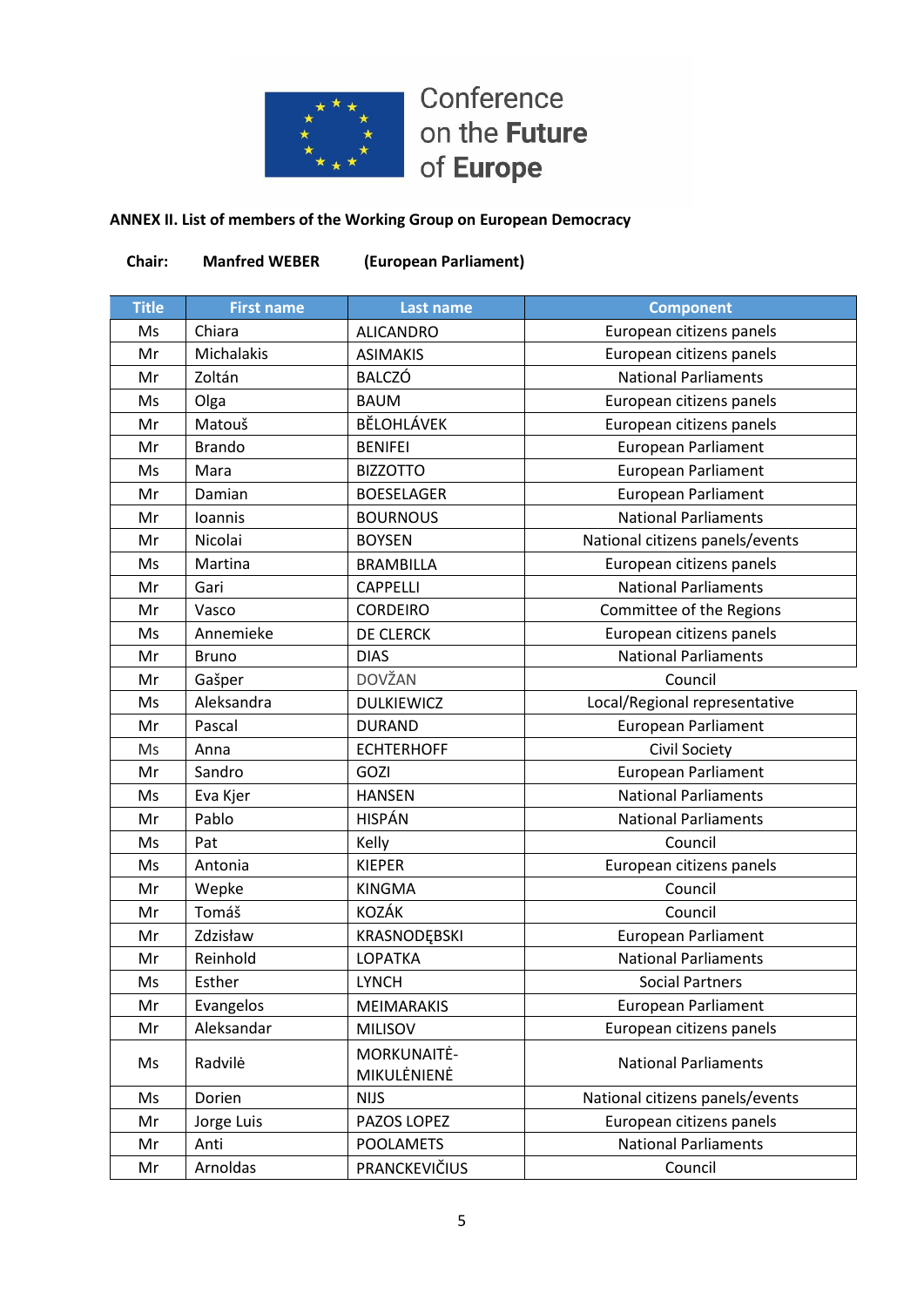Conference on the Future of Europe

**ANNEX II. List of members of the Working Group on European Democracy**

**Chair: Manfred WEBER (European Parliament)**

| Title | First name | Last name | Component |
|---|---|---|---|
| Ms | Chiara | ALICANDRO | European citizens panels |
| Mr | Michalakis | ASIMAKIS | European citizens panels |
| Mr | Zoltán | BALCZÓ | National Parliaments |
| Ms | Olga | BAUM | European citizens panels |
| Mr | Matouš | BĚLOHLÁVEK | European citizens panels |
| Mr | Brando | BENIFEI | European Parliament |
| Ms | Mara | BIZZOTTO | European Parliament |
| Mr | Damian | BOESELAGER | European Parliament |
| Mr | Ioannis | BOURNOUS | National Parliaments |
| Mr | Nicolai | BOYSEN | National citizens panels/events |
| Ms | Martina | BRAMBILLA | European citizens panels |
| Mr | Gari | CAPPELLI | National Parliaments |
| Mr | Vasco | CORDEIRO | Committee of the Regions |
| Ms | Annemieke | DE CLERCK | European citizens panels |
| Mr | Bruno | DIAS | National Parliaments |
| Mr | Gašper | DOVŽAN | Council |
| Ms | Aleksandra | DULKIEWICZ | Local/Regional representative |
| Mr | Pascal | DURAND | European Parliament |
| Ms | Anna | ECHTERHOFF | Civil Society |
| Mr | Sandro | GOZI | European Parliament |
| Ms | Eva Kjer | HANSEN | National Parliaments |
| Mr | Pablo | HISPÁN | National Parliaments |
| Ms | Pat | Kelly | Council |
| Ms | Antonia | KIEPER | European citizens panels |
| Mr | Wepke | KINGMA | Council |
| Mr | Tomáš | KOZÁK | Council |
| Mr | Zdzisław | KRASNODĘBSKI | European Parliament |
| Mr | Reinhold | LOPATKA | National Parliaments |
| Ms | Esther | LYNCH | Social Partners |
| Mr | Evangelos | MEIMARAKIS | European Parliament |
| Mr | Aleksandar | MILISOV | European citizens panels |
| Ms | Radvilė | MORKUNAITĖ-MIKULĖNIENĖ | National Parliaments |
| Ms | Dorien | NIJS | National citizens panels/events |
| Mr | Jorge Luis | PAZOS LOPEZ | European citizens panels |
| Mr | Anti | POOLAMETS | National Parliaments |
| Mr | Arnoldas | PRANCKEVIČIUS | Council |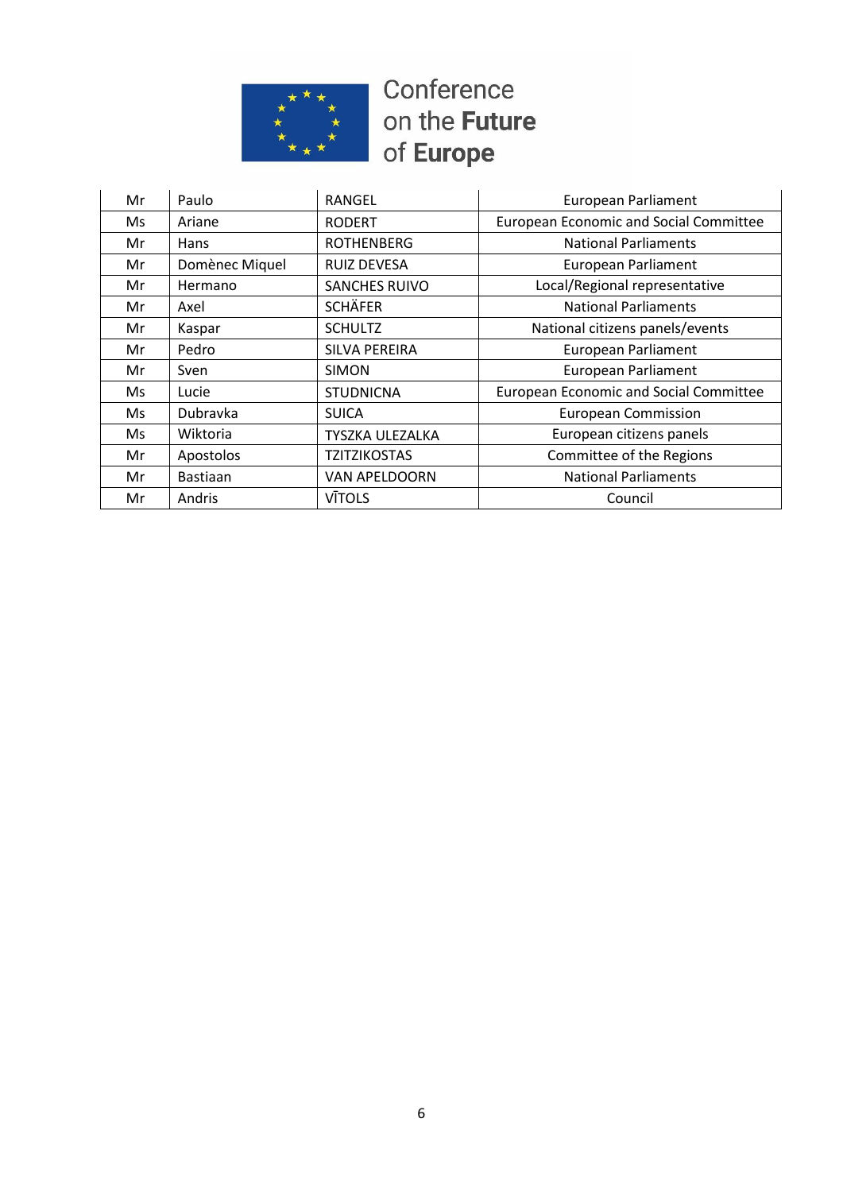Conference on the **Future** of **Europe**

| | | | |
|---|---|---|---|
| Mr | Paulo | RANGEL | European Parliament |
| Ms | Ariane | RODERT | European Economic and Social Committee |
| Mr | Hans | ROTHENBERG | National Parliaments |
| Mr | Domènec Miquel | RUIZ DEVESA | European Parliament |
| Mr | Hermano | SANCHES RUIVO | Local/Regional representative |
| Mr | Axel | SCHÄFER | National Parliaments |
| Mr | Kaspar | SCHULTZ | National citizens panels/events |
| Mr | Pedro | SILVA PEREIRA | European Parliament |
| Mr | Sven | SIMON | European Parliament |
| Ms | Lucie | STUDNICNA | European Economic and Social Committee |
| Ms | Dubravka | SUICA | European Commission |
| Ms | Wiktoria | TYSZKA ULEZALKA | European citizens panels |
| Mr | Apostolos | TZITZIKOSTAS | Committee of the Regions |
| Mr | Bastiaan | VAN APELDOORN | National Parliaments |
| Mr | Andris | VĪTOLS | Council |